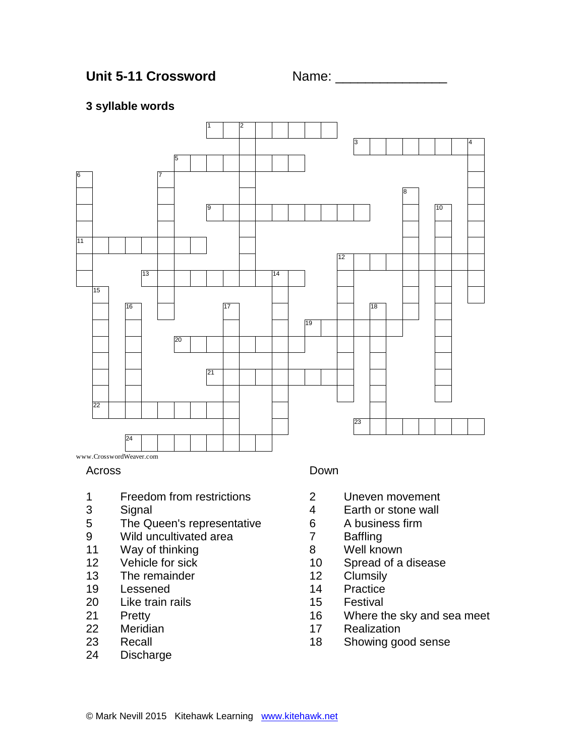**Unit 5-11 Crossword** Name: _______________

**3 syllable words**

www.CrosswordWeaver.com

Across

1 Freedom from restrictions
3 Signal
5 The Queen's representative
9 Wild uncultivated area
11 Way of thinking
12 Vehicle for sick
13 The remainder
19 Lessened
20 Like train rails
21 Pretty
22 Meridian
23 Recall
24 Discharge

Down

2 Uneven movement
4 Earth or stone wall
6 A business firm
7 Baffling
8 Well known
10 Spread of a disease
12 Clumsily
14 Practice
15 Festival
16 Where the sky and sea meet
17 Realization
18 Showing good sense

© Mark Nevill 2015 Kitehawk Learning www.kitehawk.net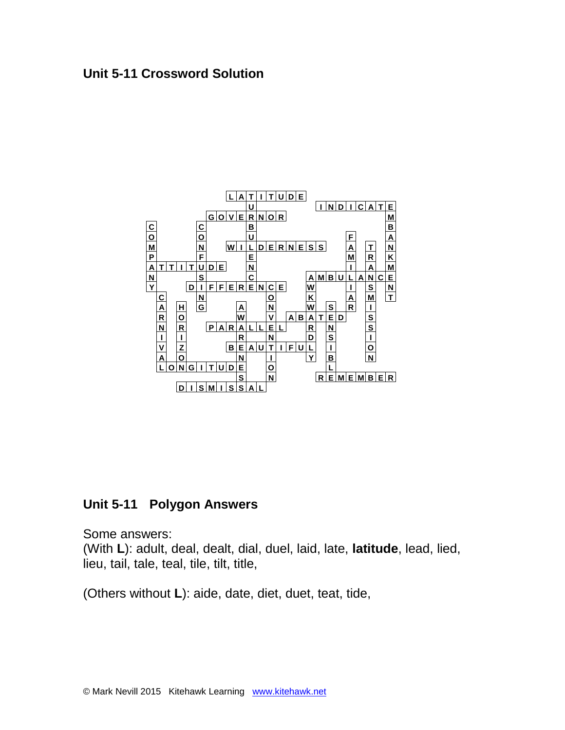## Unit 5-11 Crossword Solution

```
                L A T I T U D E
                    U             I N D I C A T E
            G O V E R N O R                       M
C         C         B                             B
O         O         U                   F         A
M         N     W I L D E R N E S S     A   T     N
P         F         E                   M   R     K
A T T I T U D E     N                   I   A     M
N         S         C         A M B U L A N C E
Y       D I F F E R E N C E       W       I   S   N
  C       N             O         K       A   M   T
  A   H   G       A     N         W   S   R   I
  R   O           W     V   A B A T E D       S
  N   R     P A R A L L E L       R   N       S
  I   I           R     N         D   S       I
  V   Z         B E A U T I F U L   I       O
  A   O           N     I         Y   B       N
  L O N G I T U D E     O             L
                  S     N           R E M E M B E R
      D I S M I S S A L
```

## Unit 5-11 Polygon Answers

Some answers:
(With **L**): adult, deal, dealt, dial, duel, laid, late, **latitude**, lead, lied, lieu, tail, tale, teal, tile, tilt, title,

(Others without **L**): aide, date, diet, duet, teat, tide,

© Mark Nevill 2015 Kitehawk Learning www.kitehawk.net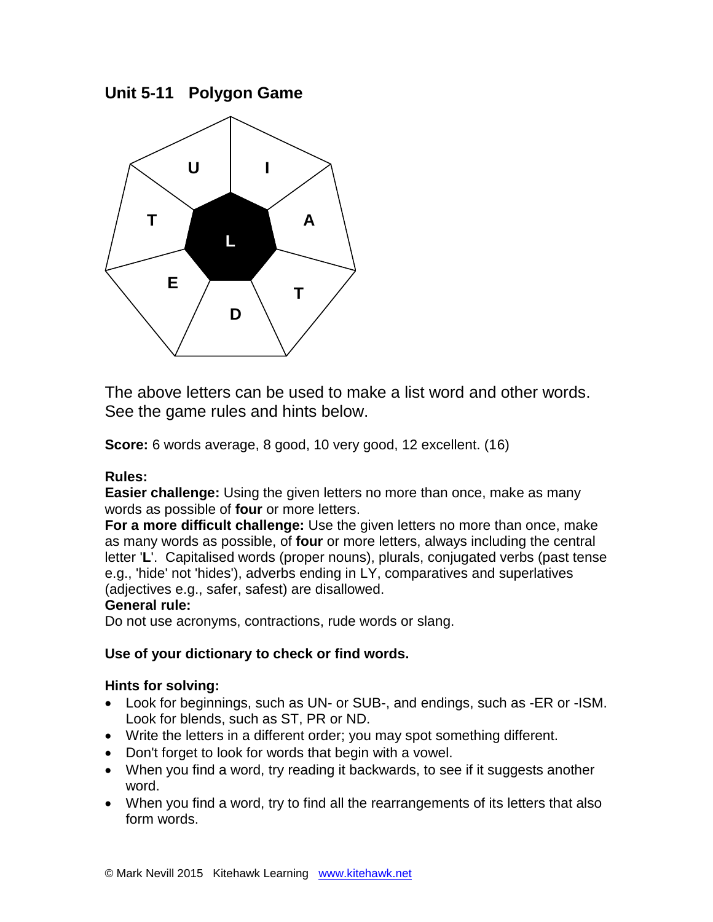## Unit 5-11 Polygon Game

Letters: U, I, A, T, D, E, T (outer); L (centre)

The above letters can be used to make a list word and other words. See the game rules and hints below.

**Score:** 6 words average, 8 good, 10 very good, 12 excellent. (16)

**Rules:**
**Easier challenge:** Using the given letters no more than once, make as many words as possible of **four** or more letters.
**For a more difficult challenge:** Use the given letters no more than once, make as many words as possible, of **four** or more letters, always including the central letter '**L**'. Capitalised words (proper nouns), plurals, conjugated verbs (past tense e.g., 'hide' not 'hides'), adverbs ending in LY, comparatives and superlatives (adjectives e.g., safer, safest) are disallowed.
**General rule:**
Do not use acronyms, contractions, rude words or slang.

**Use of your dictionary to check or find words.**

**Hints for solving:**

- Look for beginnings, such as UN- or SUB-, and endings, such as -ER or -ISM. Look for blends, such as ST, PR or ND.
- Write the letters in a different order; you may spot something different.
- Don't forget to look for words that begin with a vowel.
- When you find a word, try reading it backwards, to see if it suggests another word.
- When you find a word, try to find all the rearrangements of its letters that also form words.

© Mark Nevill 2015 Kitehawk Learning www.kitehawk.net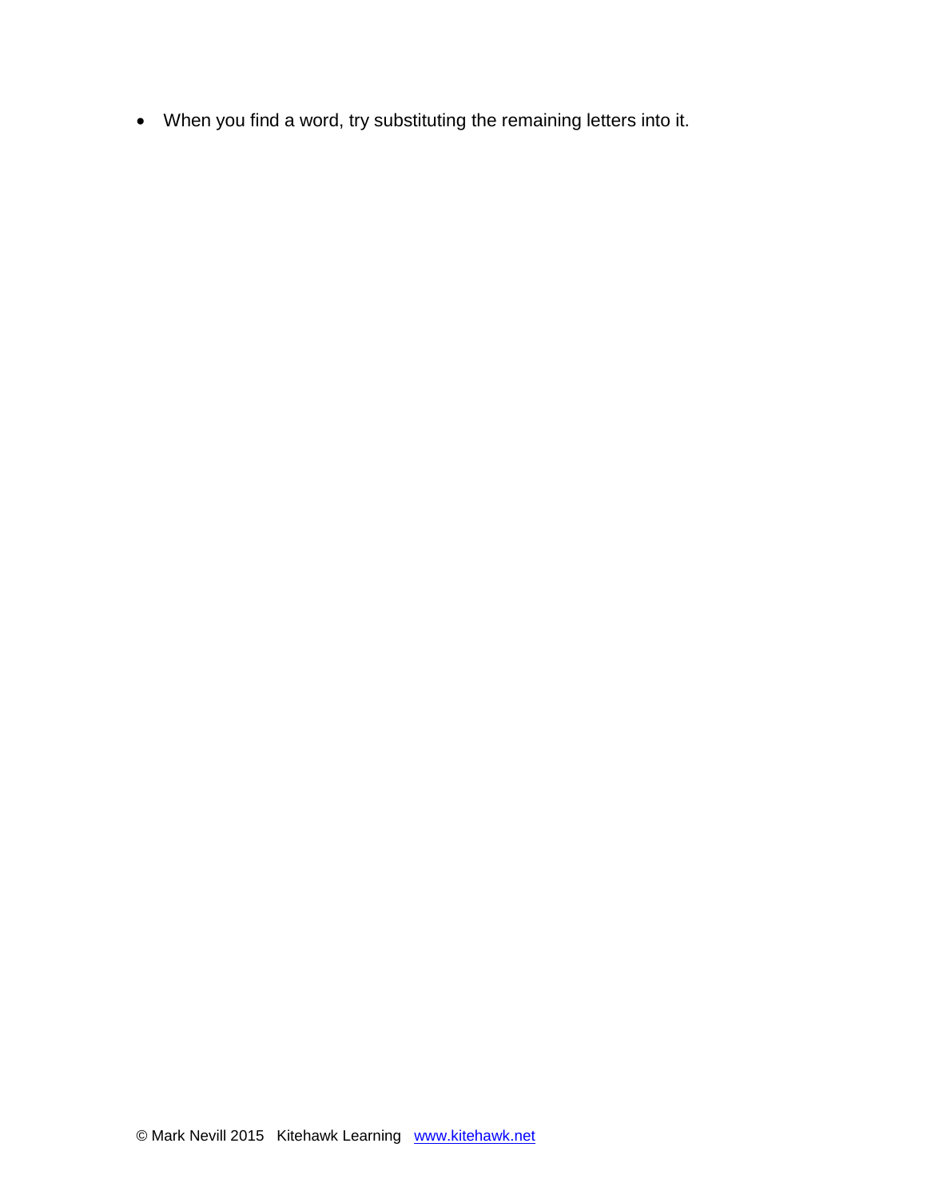- When you find a word, try substituting the remaining letters into it.